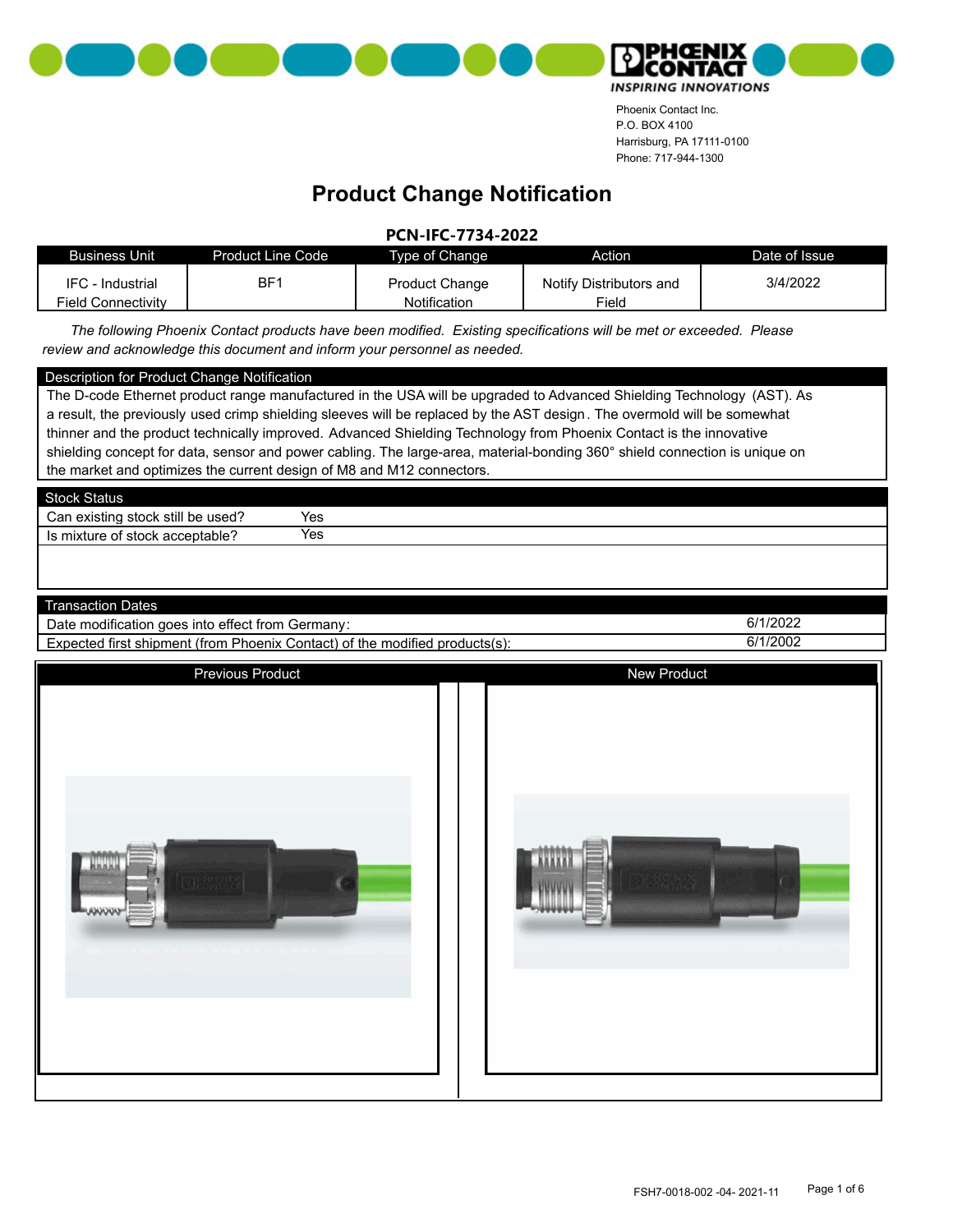Phoenix Contact Inc.
P.O. BOX 4100
Harrisburg, PA 17111-0100
Phone: 717-944-1300

# Product Change Notification

## PCN-IFC-7734-2022

| Business Unit | Product Line Code | Type of Change | Action | Date of Issue |
|---|---|---|---|---|
| IFC - Industrial Field Connectivity | BF1 | Product Change Notification | Notify Distributors and Field | 3/4/2022 |

*The following Phoenix Contact products have been modified. Existing specifications will be met or exceeded. Please review and acknowledge this document and inform your personnel as needed.*

### Description for Product Change Notification

The D-code Ethernet product range manufactured in the USA will be upgraded to Advanced Shielding Technology (AST). As a result, the previously used crimp shielding sleeves will be replaced by the AST design. The overmold will be somewhat thinner and the product technically improved. Advanced Shielding Technology from Phoenix Contact is the innovative shielding concept for data, sensor and power cabling. The large-area, material-bonding 360° shield connection is unique on the market and optimizes the current design of M8 and M12 connectors.

### Stock Status

| | |
|---|---|
| Can existing stock still be used? | Yes |
| Is mixture of stock acceptable? | Yes |

### Transaction Dates

| | |
|---|---|
| Date modification goes into effect from Germany: | 6/1/2022 |
| Expected first shipment (from Phoenix Contact) of the modified products(s): | 6/1/2002 |

| Previous Product | New Product |
|---|---|
| | |

FSH7-0018-002 -04- 2021-11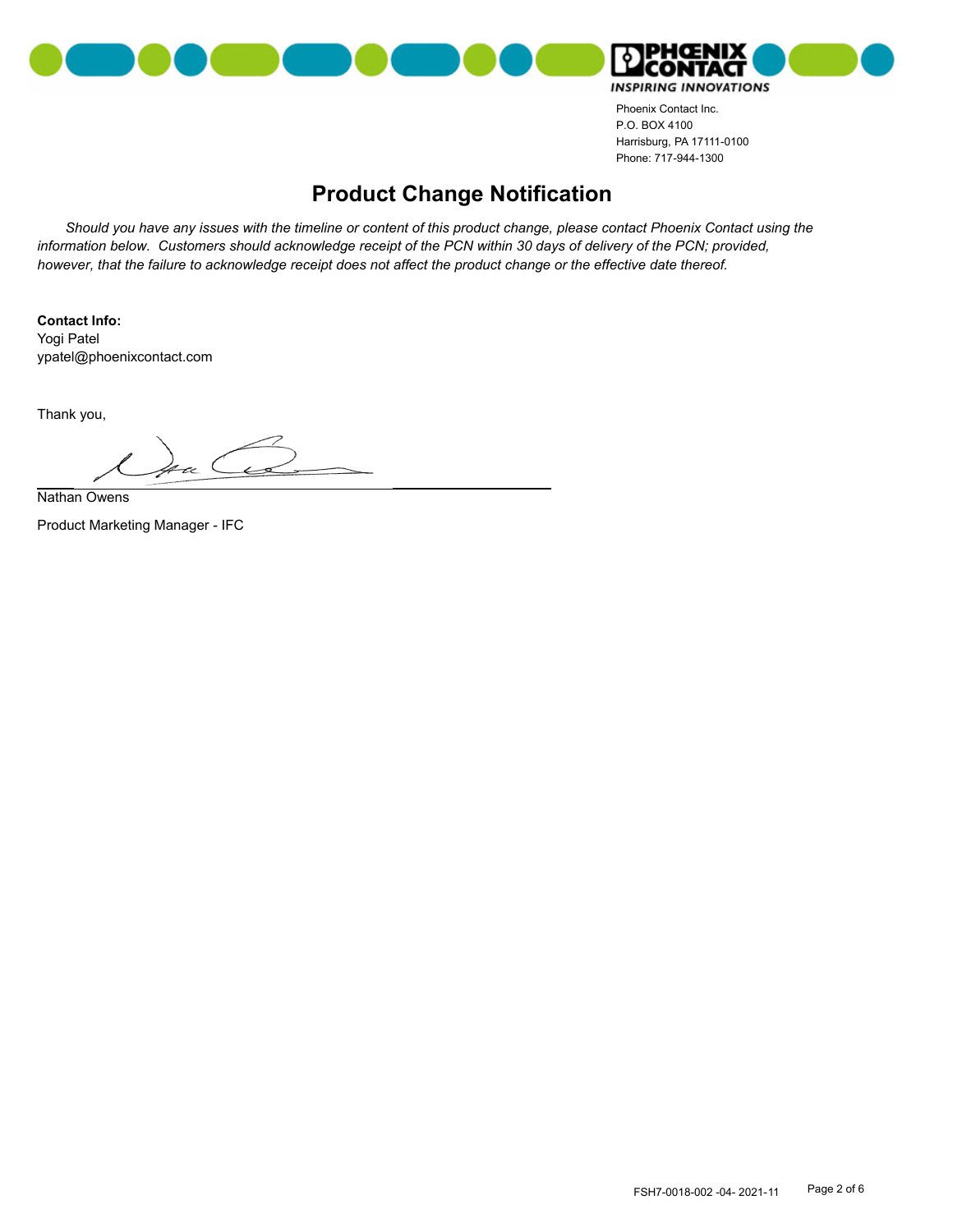Phoenix Contact Inc.
P.O. BOX 4100
Harrisburg, PA 17111-0100
Phone: 717-944-1300

# Product Change Notification

*Should you have any issues with the timeline or content of this product change, please contact Phoenix Contact using the information below. Customers should acknowledge receipt of the PCN within 30 days of delivery of the PCN; provided, however, that the failure to acknowledge receipt does not affect the product change or the effective date thereof.*

**Contact Info:**
Yogi Patel
ypatel@phoenixcontact.com

Thank you,

Nathan Owens

Product Marketing Manager - IFC

FSH7-0018-002 -04- 2021-11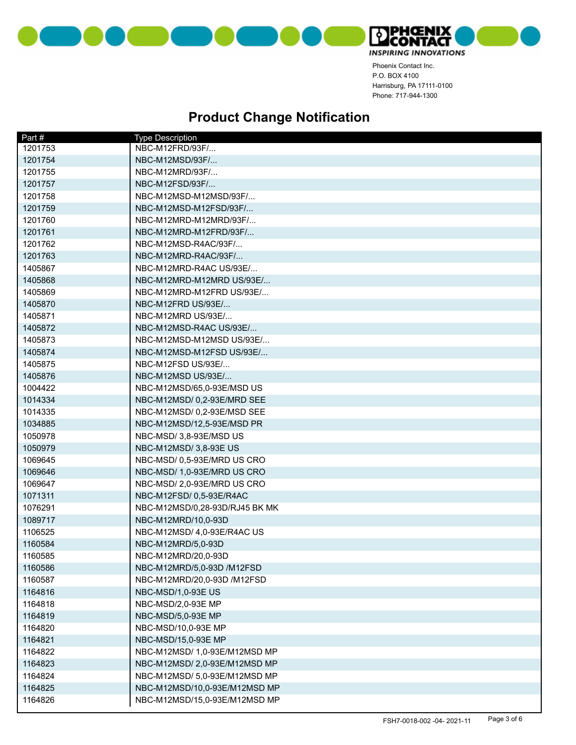Phoenix Contact Inc.
P.O. BOX 4100
Harrisburg, PA 17111-0100
Phone: 717-944-1300

# Product Change Notification

| Part # | Type Description |
| --- | --- |
| 1201753 | NBC-M12FRD/93F/... |
| 1201754 | NBC-M12MSD/93F/... |
| 1201755 | NBC-M12MRD/93F/... |
| 1201757 | NBC-M12FSD/93F/... |
| 1201758 | NBC-M12MSD-M12MSD/93F/... |
| 1201759 | NBC-M12MSD-M12FSD/93F/... |
| 1201760 | NBC-M12MRD-M12MRD/93F/... |
| 1201761 | NBC-M12MRD-M12FRD/93F/... |
| 1201762 | NBC-M12MSD-R4AC/93F/... |
| 1201763 | NBC-M12MRD-R4AC/93F/... |
| 1405867 | NBC-M12MRD-R4AC US/93E/... |
| 1405868 | NBC-M12MRD-M12MRD US/93E/... |
| 1405869 | NBC-M12MRD-M12FRD US/93E/... |
| 1405870 | NBC-M12FRD US/93E/... |
| 1405871 | NBC-M12MRD US/93E/... |
| 1405872 | NBC-M12MSD-R4AC US/93E/... |
| 1405873 | NBC-M12MSD-M12MSD US/93E/... |
| 1405874 | NBC-M12MSD-M12FSD US/93E/... |
| 1405875 | NBC-M12FSD US/93E/... |
| 1405876 | NBC-M12MSD US/93E/... |
| 1004422 | NBC-M12MSD/65,0-93E/MSD US |
| 1014334 | NBC-M12MSD/ 0,2-93E/MRD SEE |
| 1014335 | NBC-M12MSD/ 0,2-93E/MSD SEE |
| 1034885 | NBC-M12MSD/12,5-93E/MSD PR |
| 1050978 | NBC-MSD/ 3,8-93E/MSD US |
| 1050979 | NBC-M12MSD/ 3,8-93E US |
| 1069645 | NBC-MSD/ 0,5-93E/MRD US CRO |
| 1069646 | NBC-MSD/ 1,0-93E/MRD US CRO |
| 1069647 | NBC-MSD/ 2,0-93E/MRD US CRO |
| 1071311 | NBC-M12FSD/ 0,5-93E/R4AC |
| 1076291 | NBC-M12MSD/0,28-93D/RJ45 BK MK |
| 1089717 | NBC-M12MRD/10,0-93D |
| 1106525 | NBC-M12MSD/ 4,0-93E/R4AC US |
| 1160584 | NBC-M12MRD/5,0-93D |
| 1160585 | NBC-M12MRD/20,0-93D |
| 1160586 | NBC-M12MRD/5,0-93D /M12FSD |
| 1160587 | NBC-M12MRD/20,0-93D /M12FSD |
| 1164816 | NBC-MSD/1,0-93E US |
| 1164818 | NBC-MSD/2,0-93E MP |
| 1164819 | NBC-MSD/5,0-93E MP |
| 1164820 | NBC-MSD/10,0-93E MP |
| 1164821 | NBC-MSD/15,0-93E MP |
| 1164822 | NBC-M12MSD/ 1,0-93E/M12MSD MP |
| 1164823 | NBC-M12MSD/ 2,0-93E/M12MSD MP |
| 1164824 | NBC-M12MSD/ 5,0-93E/M12MSD MP |
| 1164825 | NBC-M12MSD/10,0-93E/M12MSD MP |
| 1164826 | NBC-M12MSD/15,0-93E/M12MSD MP |

FSH7-0018-002 -04- 2021-11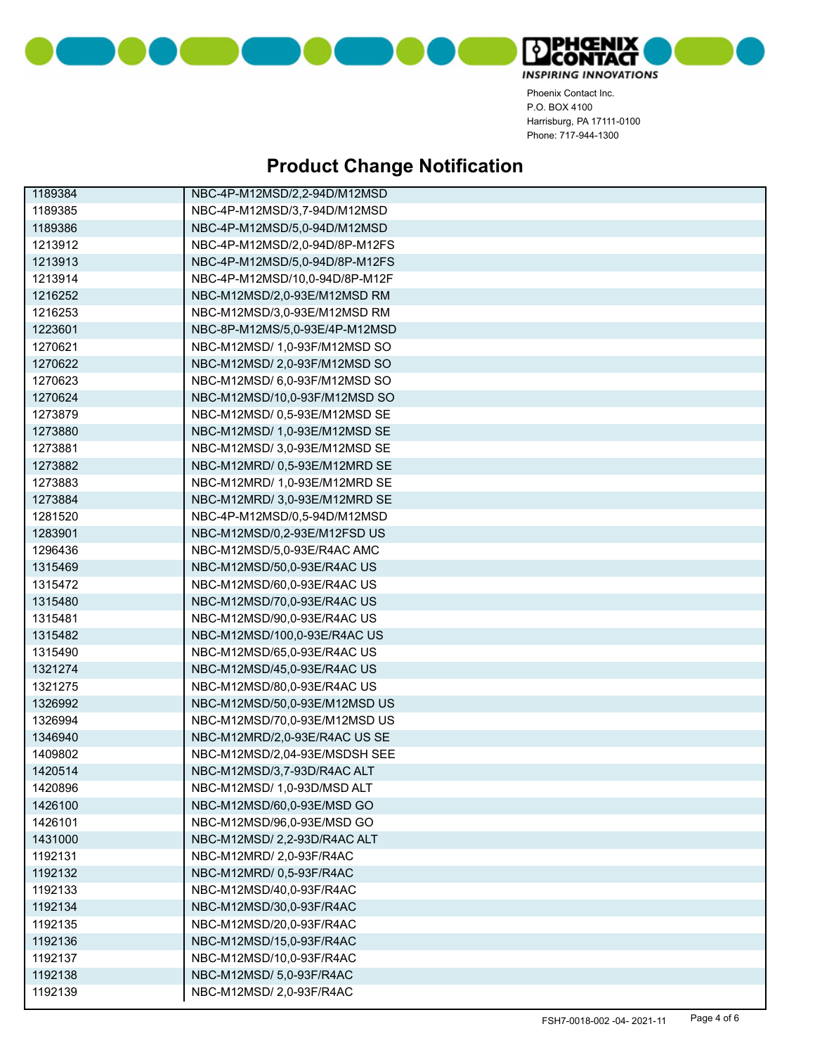Phoenix Contact Inc.
P.O. BOX 4100
Harrisburg, PA 17111-0100
Phone: 717-944-1300

# Product Change Notification

| | |
|---|---|
| 1189384 | NBC-4P-M12MSD/2,2-94D/M12MSD |
| 1189385 | NBC-4P-M12MSD/3,7-94D/M12MSD |
| 1189386 | NBC-4P-M12MSD/5,0-94D/M12MSD |
| 1213912 | NBC-4P-M12MSD/2,0-94D/8P-M12FS |
| 1213913 | NBC-4P-M12MSD/5,0-94D/8P-M12FS |
| 1213914 | NBC-4P-M12MSD/10,0-94D/8P-M12F |
| 1216252 | NBC-M12MSD/2,0-93E/M12MSD RM |
| 1216253 | NBC-M12MSD/3,0-93E/M12MSD RM |
| 1223601 | NBC-8P-M12MS/5,0-93E/4P-M12MSD |
| 1270621 | NBC-M12MSD/ 1,0-93F/M12MSD SO |
| 1270622 | NBC-M12MSD/ 2,0-93F/M12MSD SO |
| 1270623 | NBC-M12MSD/ 6,0-93F/M12MSD SO |
| 1270624 | NBC-M12MSD/10,0-93F/M12MSD SO |
| 1273879 | NBC-M12MSD/ 0,5-93E/M12MSD SE |
| 1273880 | NBC-M12MSD/ 1,0-93E/M12MSD SE |
| 1273881 | NBC-M12MSD/ 3,0-93E/M12MSD SE |
| 1273882 | NBC-M12MRD/ 0,5-93E/M12MRD SE |
| 1273883 | NBC-M12MRD/ 1,0-93E/M12MRD SE |
| 1273884 | NBC-M12MRD/ 3,0-93E/M12MRD SE |
| 1281520 | NBC-4P-M12MSD/0,5-94D/M12MSD |
| 1283901 | NBC-M12MSD/0,2-93E/M12FSD US |
| 1296436 | NBC-M12MSD/5,0-93E/R4AC AMC |
| 1315469 | NBC-M12MSD/50,0-93E/R4AC US |
| 1315472 | NBC-M12MSD/60,0-93E/R4AC US |
| 1315480 | NBC-M12MSD/70,0-93E/R4AC US |
| 1315481 | NBC-M12MSD/90,0-93E/R4AC US |
| 1315482 | NBC-M12MSD/100,0-93E/R4AC US |
| 1315490 | NBC-M12MSD/65,0-93E/R4AC US |
| 1321274 | NBC-M12MSD/45,0-93E/R4AC US |
| 1321275 | NBC-M12MSD/80,0-93E/R4AC US |
| 1326992 | NBC-M12MSD/50,0-93E/M12MSD US |
| 1326994 | NBC-M12MSD/70,0-93E/M12MSD US |
| 1346940 | NBC-M12MRD/2,0-93E/R4AC US SE |
| 1409802 | NBC-M12MSD/2,04-93E/MSDSH SEE |
| 1420514 | NBC-M12MSD/3,7-93D/R4AC ALT |
| 1420896 | NBC-M12MSD/ 1,0-93D/MSD ALT |
| 1426100 | NBC-M12MSD/60,0-93E/MSD GO |
| 1426101 | NBC-M12MSD/96,0-93E/MSD GO |
| 1431000 | NBC-M12MSD/ 2,2-93D/R4AC ALT |
| 1192131 | NBC-M12MRD/ 2,0-93F/R4AC |
| 1192132 | NBC-M12MRD/ 0,5-93F/R4AC |
| 1192133 | NBC-M12MSD/40,0-93F/R4AC |
| 1192134 | NBC-M12MSD/30,0-93F/R4AC |
| 1192135 | NBC-M12MSD/20,0-93F/R4AC |
| 1192136 | NBC-M12MSD/15,0-93F/R4AC |
| 1192137 | NBC-M12MSD/10,0-93F/R4AC |
| 1192138 | NBC-M12MSD/ 5,0-93F/R4AC |
| 1192139 | NBC-M12MSD/ 2,0-93F/R4AC |

FSH7-0018-002 -04- 2021-11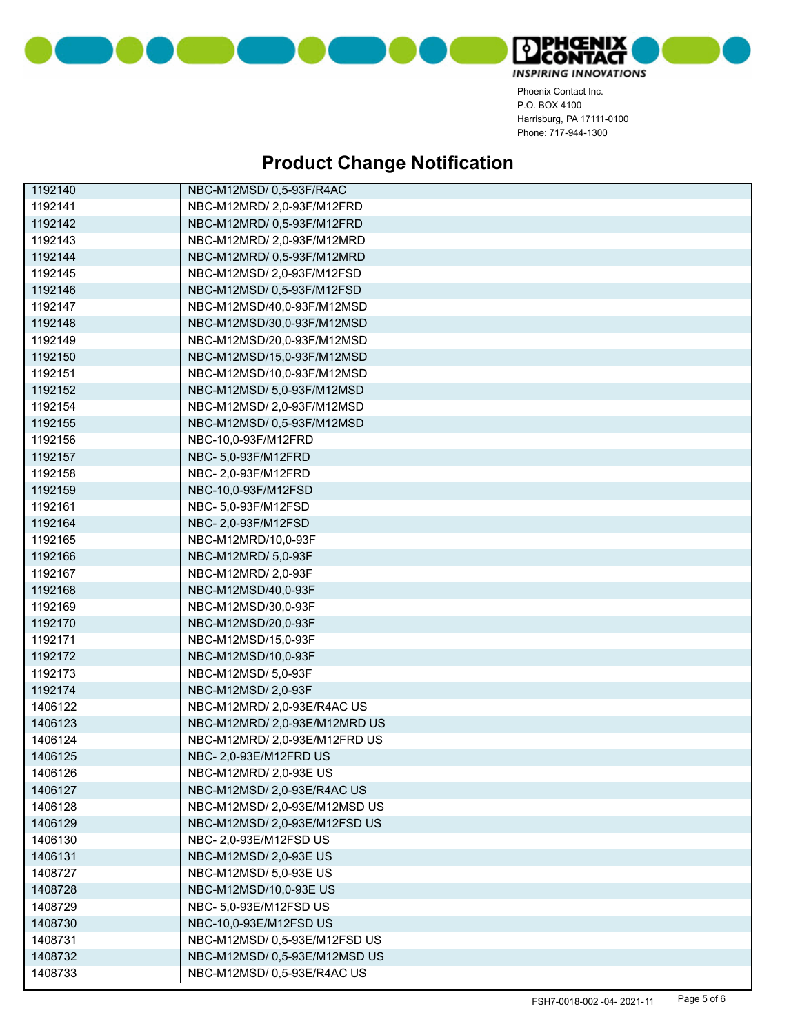Phoenix Contact Inc.
P.O. BOX 4100
Harrisburg, PA 17111-0100
Phone: 717-944-1300

# Product Change Notification

| | |
|---|---|
| 1192140 | NBC-M12MSD/ 0,5-93F/R4AC |
| 1192141 | NBC-M12MRD/ 2,0-93F/M12FRD |
| 1192142 | NBC-M12MRD/ 0,5-93F/M12FRD |
| 1192143 | NBC-M12MRD/ 2,0-93F/M12MRD |
| 1192144 | NBC-M12MRD/ 0,5-93F/M12MRD |
| 1192145 | NBC-M12MSD/ 2,0-93F/M12FSD |
| 1192146 | NBC-M12MSD/ 0,5-93F/M12FSD |
| 1192147 | NBC-M12MSD/40,0-93F/M12MSD |
| 1192148 | NBC-M12MSD/30,0-93F/M12MSD |
| 1192149 | NBC-M12MSD/20,0-93F/M12MSD |
| 1192150 | NBC-M12MSD/15,0-93F/M12MSD |
| 1192151 | NBC-M12MSD/10,0-93F/M12MSD |
| 1192152 | NBC-M12MSD/ 5,0-93F/M12MSD |
| 1192154 | NBC-M12MSD/ 2,0-93F/M12MSD |
| 1192155 | NBC-M12MSD/ 0,5-93F/M12MSD |
| 1192156 | NBC-10,0-93F/M12FRD |
| 1192157 | NBC- 5,0-93F/M12FRD |
| 1192158 | NBC- 2,0-93F/M12FRD |
| 1192159 | NBC-10,0-93F/M12FSD |
| 1192161 | NBC- 5,0-93F/M12FSD |
| 1192164 | NBC- 2,0-93F/M12FSD |
| 1192165 | NBC-M12MRD/10,0-93F |
| 1192166 | NBC-M12MRD/ 5,0-93F |
| 1192167 | NBC-M12MRD/ 2,0-93F |
| 1192168 | NBC-M12MSD/40,0-93F |
| 1192169 | NBC-M12MSD/30,0-93F |
| 1192170 | NBC-M12MSD/20,0-93F |
| 1192171 | NBC-M12MSD/15,0-93F |
| 1192172 | NBC-M12MSD/10,0-93F |
| 1192173 | NBC-M12MSD/ 5,0-93F |
| 1192174 | NBC-M12MSD/ 2,0-93F |
| 1406122 | NBC-M12MRD/ 2,0-93E/R4AC US |
| 1406123 | NBC-M12MRD/ 2,0-93E/M12MRD US |
| 1406124 | NBC-M12MRD/ 2,0-93E/M12FRD US |
| 1406125 | NBC- 2,0-93E/M12FRD US |
| 1406126 | NBC-M12MRD/ 2,0-93E US |
| 1406127 | NBC-M12MSD/ 2,0-93E/R4AC US |
| 1406128 | NBC-M12MSD/ 2,0-93E/M12MSD US |
| 1406129 | NBC-M12MSD/ 2,0-93E/M12FSD US |
| 1406130 | NBC- 2,0-93E/M12FSD US |
| 1406131 | NBC-M12MSD/ 2,0-93E US |
| 1408727 | NBC-M12MSD/ 5,0-93E US |
| 1408728 | NBC-M12MSD/10,0-93E US |
| 1408729 | NBC- 5,0-93E/M12FSD US |
| 1408730 | NBC-10,0-93E/M12FSD US |
| 1408731 | NBC-M12MSD/ 0,5-93E/M12FSD US |
| 1408732 | NBC-M12MSD/ 0,5-93E/M12MSD US |
| 1408733 | NBC-M12MSD/ 0,5-93E/R4AC US |

FSH7-0018-002 -04- 2021-11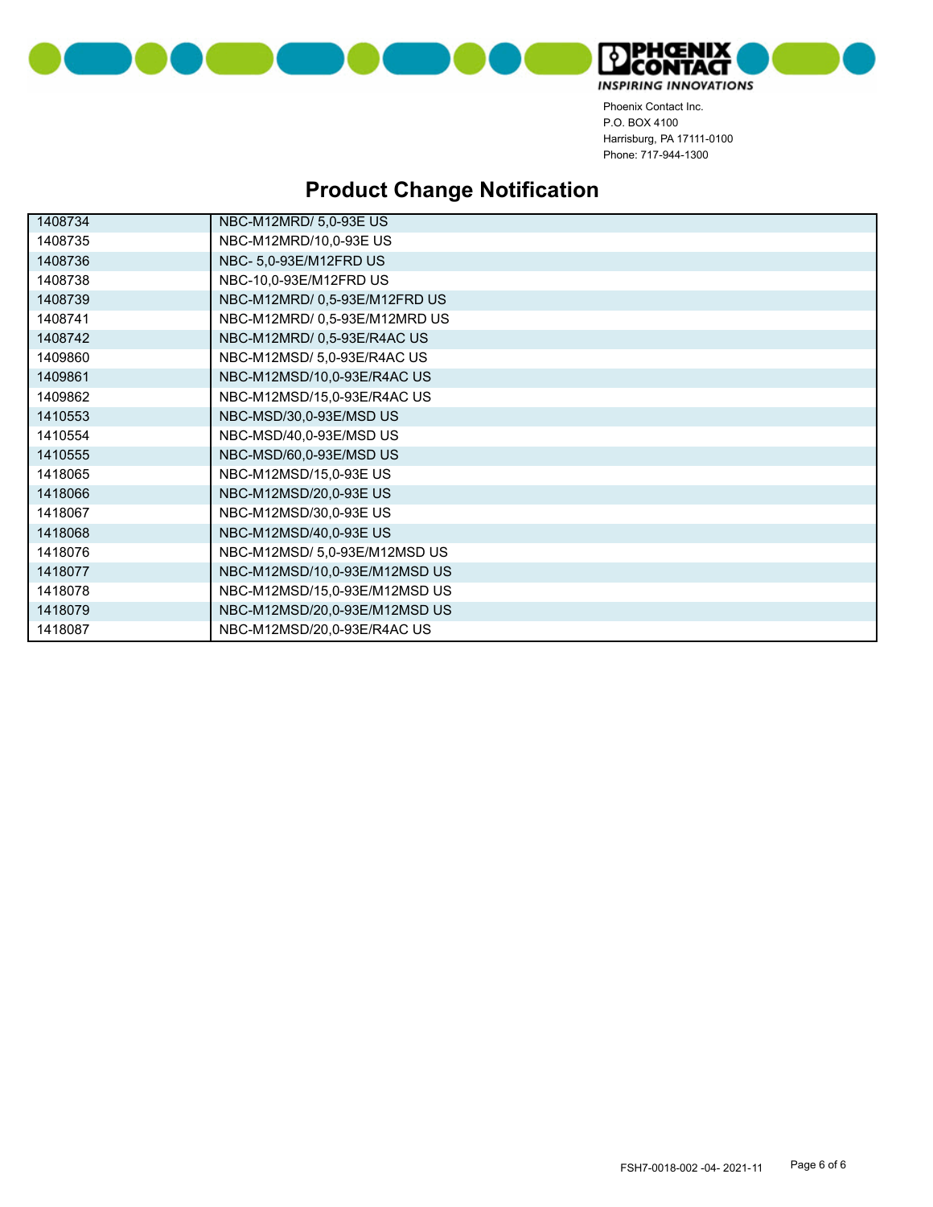Phoenix Contact Inc.
P.O. BOX 4100
Harrisburg, PA 17111-0100
Phone: 717-944-1300

# Product Change Notification

| | |
|---|---|
| 1408734 | NBC-M12MRD/ 5,0-93E US |
| 1408735 | NBC-M12MRD/10,0-93E US |
| 1408736 | NBC- 5,0-93E/M12FRD US |
| 1408738 | NBC-10,0-93E/M12FRD US |
| 1408739 | NBC-M12MRD/ 0,5-93E/M12FRD US |
| 1408741 | NBC-M12MRD/ 0,5-93E/M12MRD US |
| 1408742 | NBC-M12MRD/ 0,5-93E/R4AC US |
| 1409860 | NBC-M12MSD/ 5,0-93E/R4AC US |
| 1409861 | NBC-M12MSD/10,0-93E/R4AC US |
| 1409862 | NBC-M12MSD/15,0-93E/R4AC US |
| 1410553 | NBC-MSD/30,0-93E/MSD US |
| 1410554 | NBC-MSD/40,0-93E/MSD US |
| 1410555 | NBC-MSD/60,0-93E/MSD US |
| 1418065 | NBC-M12MSD/15,0-93E US |
| 1418066 | NBC-M12MSD/20,0-93E US |
| 1418067 | NBC-M12MSD/30,0-93E US |
| 1418068 | NBC-M12MSD/40,0-93E US |
| 1418076 | NBC-M12MSD/ 5,0-93E/M12MSD US |
| 1418077 | NBC-M12MSD/10,0-93E/M12MSD US |
| 1418078 | NBC-M12MSD/15,0-93E/M12MSD US |
| 1418079 | NBC-M12MSD/20,0-93E/M12MSD US |
| 1418087 | NBC-M12MSD/20,0-93E/R4AC US |

FSH7-0018-002 -04- 2021-11